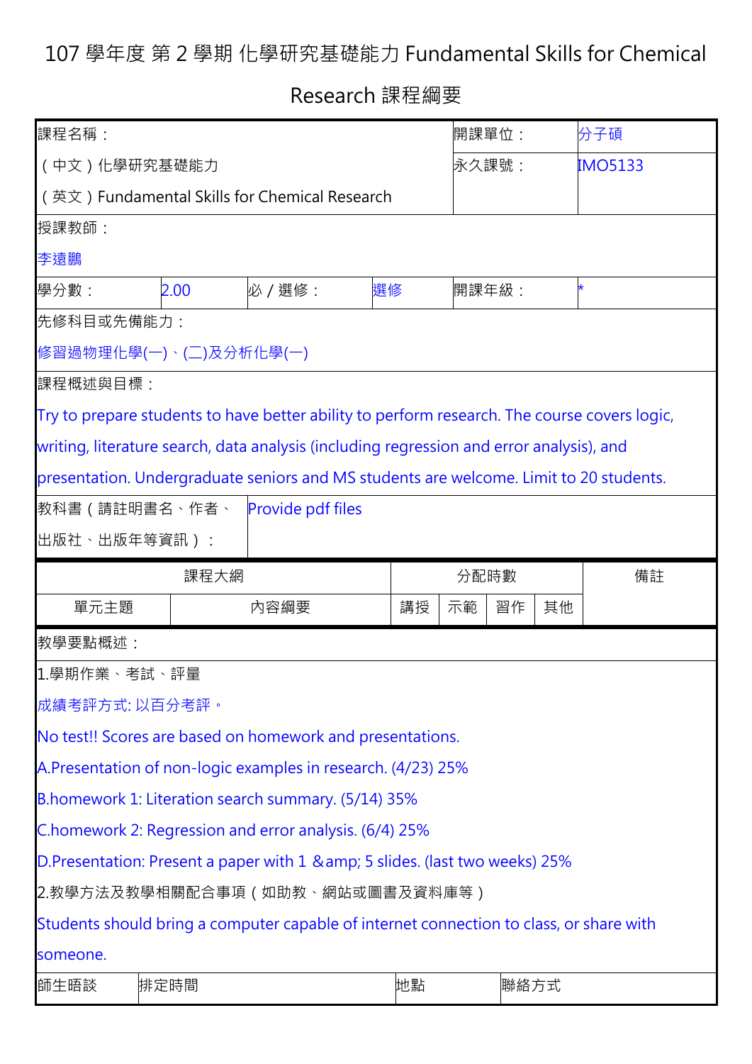# 107 學年度 第 2 學期 化學研究基礎能力 Fundamental Skills for Chemical Research 課程綱要

| 課程名稱： | | | | 開課單位： | 分子碩 |
|---|---|---|---|---|---|
| （中文）化學研究基礎能力<br>（英文）Fundamental Skills for Chemical Research | | | | 永久課號： | IMO5133 |
| 授課教師：<br>李遠鵬 | | | | | |
| 學分數： | 2.00 | 必／選修： | 選修 | 開課年級： | * |
| 先修科目或先備能力：<br>修習過物理化學(一)、(二)及分析化學(一) | | | | | |
| 課程概述與目標：<br>Try to prepare students to have better ability to perform research. The course covers logic, writing, literature search, data analysis (including regression and error analysis), and presentation. Undergraduate seniors and MS students are welcome. Limit to 20 students. | | | | | |
| 教科書（請註明書名、作者、出版社、出版年等資訊）： | Provide pdf files | | | | |

| 課程大綱 | | 分配時數 | | | | 備註 |
|---|---|---|---|---|---|---|
| 單元主題 | 內容綱要 | 講授 | 示範 | 習作 | 其他 | |

教學要點概述：

1.學期作業、考試、評量

成績考評方式: 以百分考評。

No test!! Scores are based on homework and presentations.

A.Presentation of non-logic examples in research. (4/23) 25%

B.homework 1: Literation search summary. (5/14) 35%

C.homework 2: Regression and error analysis. (6/4) 25%

D.Presentation: Present a paper with 1 &amp; 5 slides. (last two weeks) 25%

2.教學方法及教學相關配合事項（如助教、網站或圖書及資料庫等）

Students should bring a computer capable of internet connection to class, or share with someone.

| 師生晤談 | 排定時間 | 地點 | 聯絡方式 |
|---|---|---|---|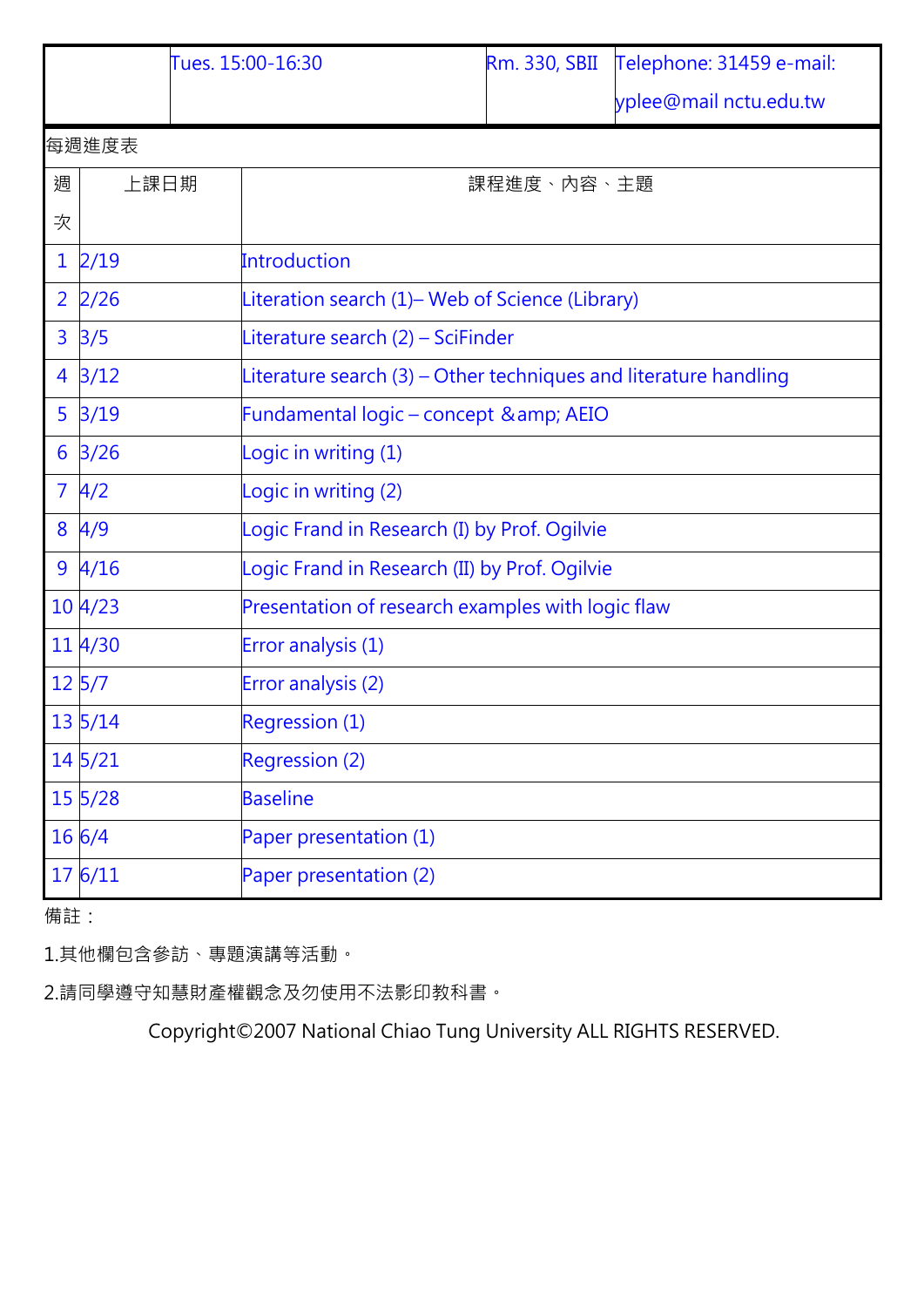| | | | |
|---|---|---|---|
| | Tues. 15:00-16:30 | Rm. 330, SBII | Telephone: 31459 e-mail: yplee@mail nctu.edu.tw |

每週進度表

| 週次 | 上課日期 | 課程進度、內容、主題 |
|---|---|---|
| 1 | 2/19 | Introduction |
| 2 | 2/26 | Literation search (1)– Web of Science (Library) |
| 3 | 3/5 | Literature search (2) – SciFinder |
| 4 | 3/12 | Literature search (3) – Other techniques and literature handling |
| 5 | 3/19 | Fundamental logic – concept &amp; AEIO |
| 6 | 3/26 | Logic in writing (1) |
| 7 | 4/2 | Logic in writing (2) |
| 8 | 4/9 | Logic Frand in Research (I) by Prof. Ogilvie |
| 9 | 4/16 | Logic Frand in Research (II) by Prof. Ogilvie |
| 10 | 4/23 | Presentation of research examples with logic flaw |
| 11 | 4/30 | Error analysis (1) |
| 12 | 5/7 | Error analysis (2) |
| 13 | 5/14 | Regression (1) |
| 14 | 5/21 | Regression (2) |
| 15 | 5/28 | Baseline |
| 16 | 6/4 | Paper presentation (1) |
| 17 | 6/11 | Paper presentation (2) |

備註：

1.其他欄包含參訪、專題演講等活動。

2.請同學遵守知慧財產權觀念及勿使用不法影印教科書。

Copyright©2007 National Chiao Tung University ALL RIGHTS RESERVED.